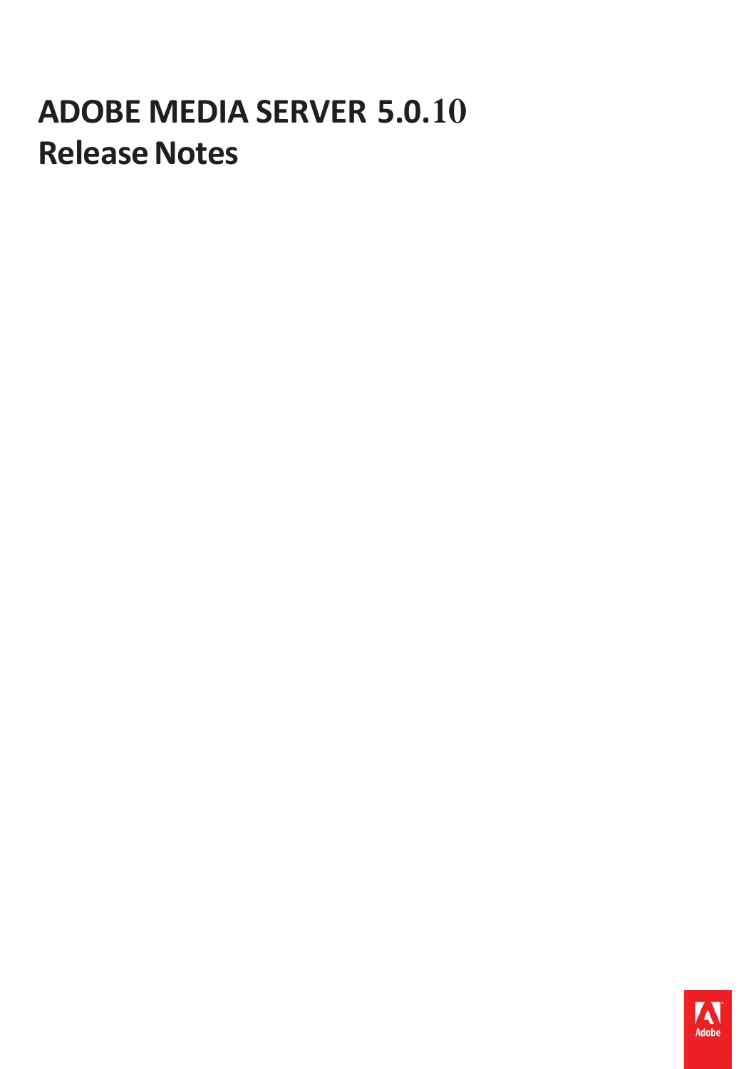# ADOBE MEDIA SERVER 5.0.10

## Release Notes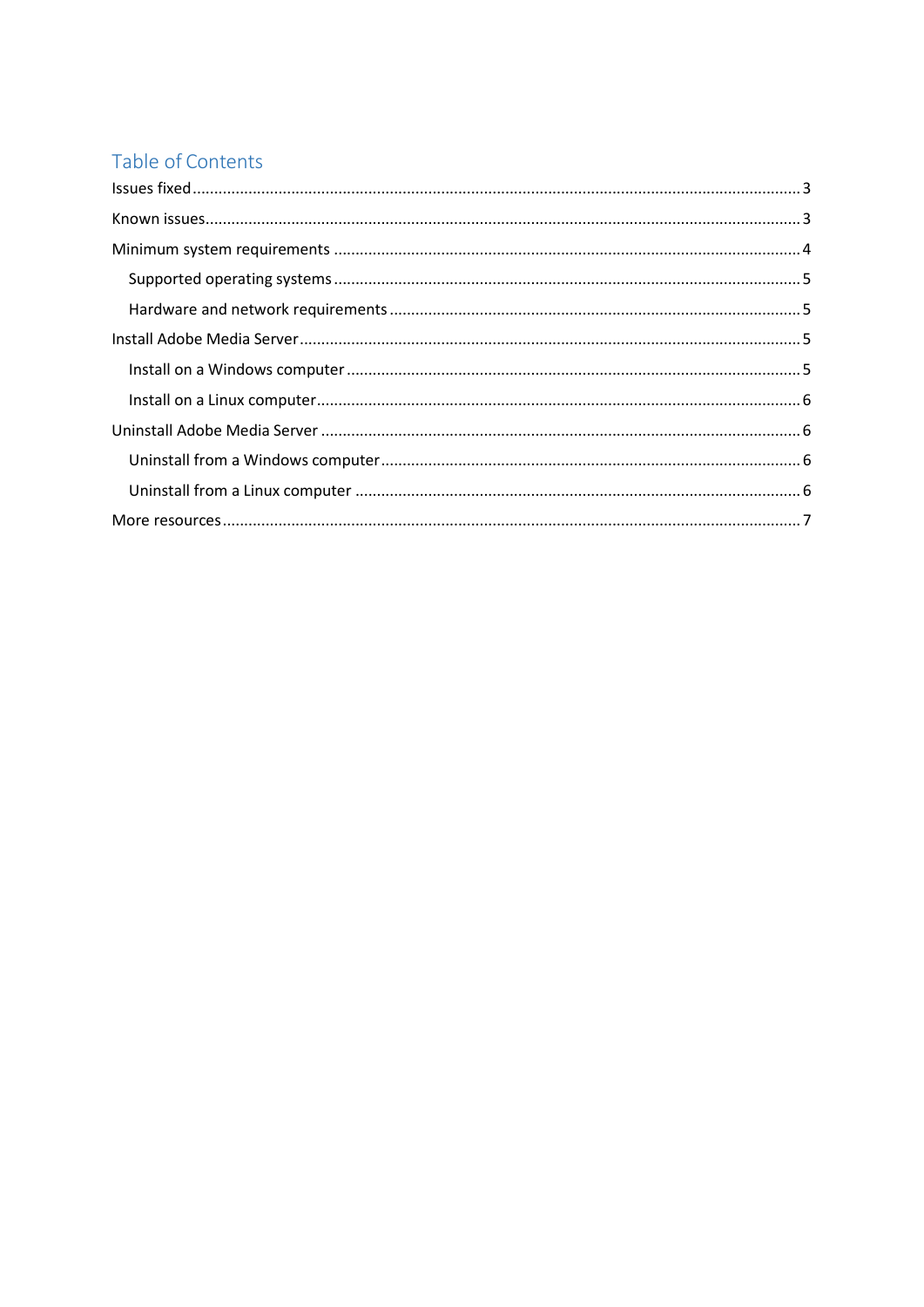## Table of Contents

- Issues fixed ........................................................................ 3
- Known issues ........................................................................ 3
- Minimum system requirements ........................................................................ 4
    - Supported operating systems ........................................................................ 5
    - Hardware and network requirements ........................................................................ 5
- Install Adobe Media Server ........................................................................ 5
    - Install on a Windows computer ........................................................................ 5
    - Install on a Linux computer ........................................................................ 6
- Uninstall Adobe Media Server ........................................................................ 6
    - Uninstall from a Windows computer ........................................................................ 6
    - Uninstall from a Linux computer ........................................................................ 6
- More resources ........................................................................ 7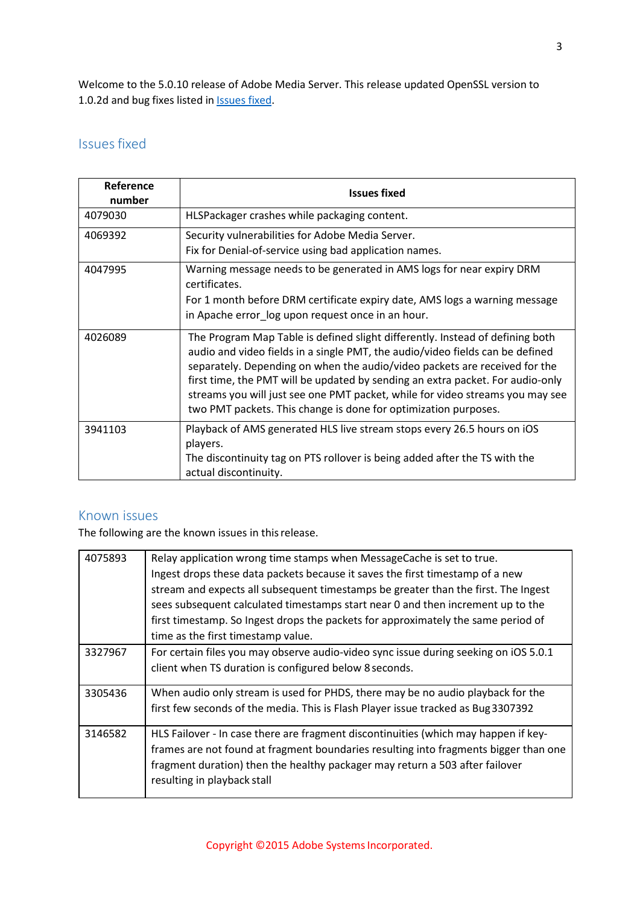Welcome to the 5.0.10 release of Adobe Media Server. This release updated OpenSSL version to 1.0.2d and bug fixes listed in Issues fixed.

## Issues fixed

| Reference number | Issues fixed |
|---|---|
| 4079030 | HLSPackager crashes while packaging content. |
| 4069392 | Security vulnerabilities for Adobe Media Server.<br>Fix for Denial-of-service using bad application names. |
| 4047995 | Warning message needs to be generated in AMS logs for near expiry DRM certificates.<br>For 1 month before DRM certificate expiry date, AMS logs a warning message in Apache error_log upon request once in an hour. |
| 4026089 | The Program Map Table is defined slight differently. Instead of defining both audio and video fields in a single PMT, the audio/video fields can be defined separately. Depending on when the audio/video packets are received for the first time, the PMT will be updated by sending an extra packet. For audio-only streams you will just see one PMT packet, while for video streams you may see two PMT packets. This change is done for optimization purposes. |
| 3941103 | Playback of AMS generated HLS live stream stops every 26.5 hours on iOS players.<br>The discontinuity tag on PTS rollover is being added after the TS with the actual discontinuity. |

## Known issues

The following are the known issues in this release.

| | |
|---|---|
| 4075893 | Relay application wrong time stamps when MessageCache is set to true.<br>Ingest drops these data packets because it saves the first timestamp of a new stream and expects all subsequent timestamps be greater than the first. The Ingest sees subsequent calculated timestamps start near 0 and then increment up to the first timestamp. So Ingest drops the packets for approximately the same period of time as the first timestamp value. |
| 3327967 | For certain files you may observe audio-video sync issue during seeking on iOS 5.0.1 client when TS duration is configured below 8 seconds. |
| 3305436 | When audio only stream is used for PHDS, there may be no audio playback for the first few seconds of the media. This is Flash Player issue tracked as Bug 3307392 |
| 3146582 | HLS Failover - In case there are fragment discontinuities (which may happen if key-frames are not found at fragment boundaries resulting into fragments bigger than one fragment duration) then the healthy packager may return a 503 after failover resulting in playback stall |

Copyright ©2015 Adobe Systems Incorporated.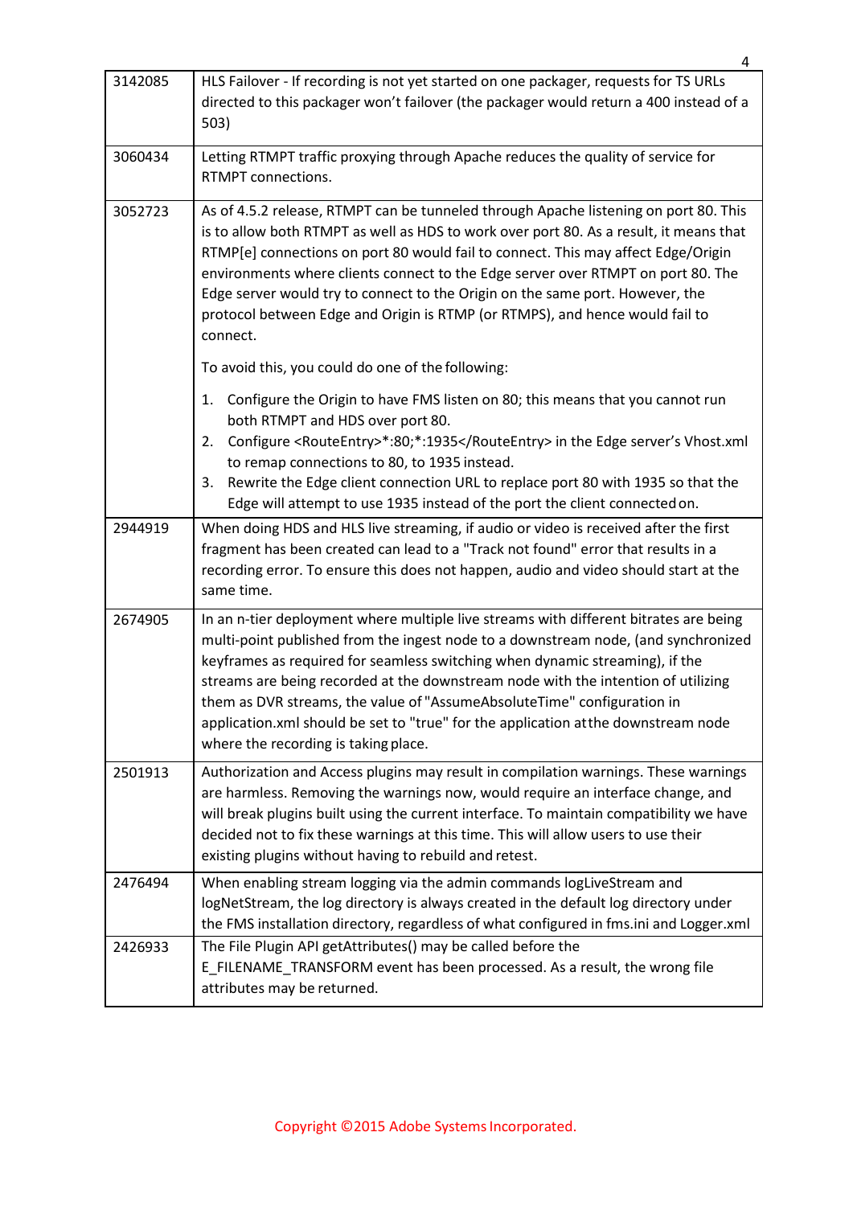| | |
|---|---|
| 3142085 | HLS Failover - If recording is not yet started on one packager, requests for TS URLs directed to this packager won't failover (the packager would return a 400 instead of a 503) |
| 3060434 | Letting RTMPT traffic proxying through Apache reduces the quality of service for RTMPT connections. |
| 3052723 | As of 4.5.2 release, RTMPT can be tunneled through Apache listening on port 80. This is to allow both RTMPT as well as HDS to work over port 80. As a result, it means that RTMP[e] connections on port 80 would fail to connect. This may affect Edge/Origin environments where clients connect to the Edge server over RTMPT on port 80. The Edge server would try to connect to the Origin on the same port. However, the protocol between Edge and Origin is RTMP (or RTMPS), and hence would fail to connect.<br><br>To avoid this, you could do one of the following:<br><br>1. Configure the Origin to have FMS listen on 80; this means that you cannot run both RTMPT and HDS over port 80.<br>2. Configure <RouteEntry>*:80;*:1935</RouteEntry> in the Edge server's Vhost.xml to remap connections to 80, to 1935 instead.<br>3. Rewrite the Edge client connection URL to replace port 80 with 1935 so that the Edge will attempt to use 1935 instead of the port the client connected on. |
| 2944919 | When doing HDS and HLS live streaming, if audio or video is received after the first fragment has been created can lead to a "Track not found" error that results in a recording error. To ensure this does not happen, audio and video should start at the same time. |
| 2674905 | In an n-tier deployment where multiple live streams with different bitrates are being multi-point published from the ingest node to a downstream node, (and synchronized keyframes as required for seamless switching when dynamic streaming), if the streams are being recorded at the downstream node with the intention of utilizing them as DVR streams, the value of "AssumeAbsoluteTime" configuration in application.xml should be set to "true" for the application at the downstream node where the recording is taking place. |
| 2501913 | Authorization and Access plugins may result in compilation warnings. These warnings are harmless. Removing the warnings now, would require an interface change, and will break plugins built using the current interface. To maintain compatibility we have decided not to fix these warnings at this time. This will allow users to use their existing plugins without having to rebuild and retest. |
| 2476494 | When enabling stream logging via the admin commands logLiveStream and logNetStream, the log directory is always created in the default log directory under the FMS installation directory, regardless of what configured in fms.ini and Logger.xml |
| 2426933 | The File Plugin API getAttributes() may be called before the E_FILENAME_TRANSFORM event has been processed. As a result, the wrong file attributes may be returned. |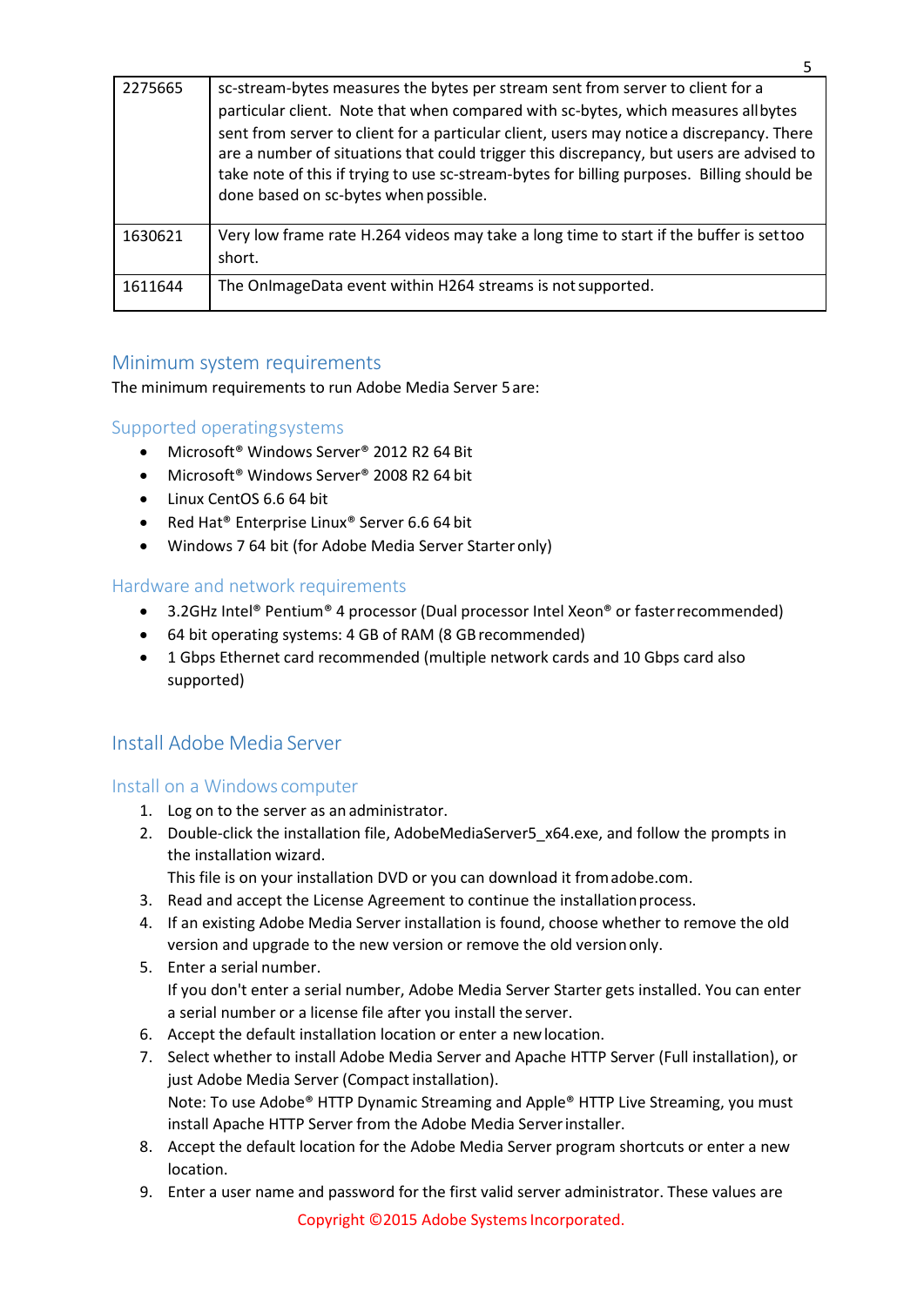| | |
|---|---|
| 2275665 | sc-stream-bytes measures the bytes per stream sent from server to client for a particular client. Note that when compared with sc-bytes, which measures all bytes sent from server to client for a particular client, users may notice a discrepancy. There are a number of situations that could trigger this discrepancy, but users are advised to take note of this if trying to use sc-stream-bytes for billing purposes. Billing should be done based on sc-bytes when possible. |
| 1630621 | Very low frame rate H.264 videos may take a long time to start if the buffer is set too short. |
| 1611644 | The OnImageData event within H264 streams is not supported. |

## Minimum system requirements

The minimum requirements to run Adobe Media Server 5 are:

### Supported operating systems

- Microsoft® Windows Server® 2012 R2 64 Bit
- Microsoft® Windows Server® 2008 R2 64 bit
- Linux CentOS 6.6 64 bit
- Red Hat® Enterprise Linux® Server 6.6 64 bit
- Windows 7 64 bit (for Adobe Media Server Starter only)

### Hardware and network requirements

- 3.2GHz Intel® Pentium® 4 processor (Dual processor Intel Xeon® or faster recommended)
- 64 bit operating systems: 4 GB of RAM (8 GB recommended)
- 1 Gbps Ethernet card recommended (multiple network cards and 10 Gbps card also supported)

## Install Adobe Media Server

### Install on a Windows computer

1. Log on to the server as an administrator.
2. Double-click the installation file, AdobeMediaServer5_x64.exe, and follow the prompts in the installation wizard.
   This file is on your installation DVD or you can download it from adobe.com.
3. Read and accept the License Agreement to continue the installation process.
4. If an existing Adobe Media Server installation is found, choose whether to remove the old version and upgrade to the new version or remove the old version only.
5. Enter a serial number.
   If you don't enter a serial number, Adobe Media Server Starter gets installed. You can enter a serial number or a license file after you install the server.
6. Accept the default installation location or enter a new location.
7. Select whether to install Adobe Media Server and Apache HTTP Server (Full installation), or just Adobe Media Server (Compact installation).
   Note: To use Adobe® HTTP Dynamic Streaming and Apple® HTTP Live Streaming, you must install Apache HTTP Server from the Adobe Media Server installer.
8. Accept the default location for the Adobe Media Server program shortcuts or enter a new location.
9. Enter a user name and password for the first valid server administrator. These values are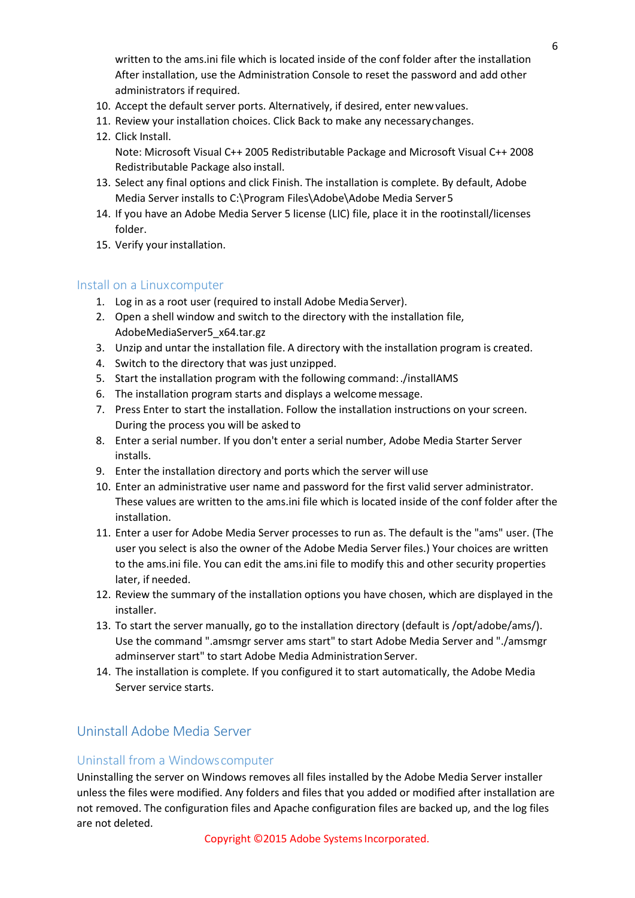written to the ams.ini file which is located inside of the conf folder after the installation After installation, use the Administration Console to reset the password and add other administrators if required.

10. Accept the default server ports. Alternatively, if desired, enter new values.
11. Review your installation choices. Click Back to make any necessary changes.
12. Click Install.
    Note: Microsoft Visual C++ 2005 Redistributable Package and Microsoft Visual C++ 2008 Redistributable Package also install.
13. Select any final options and click Finish. The installation is complete. By default, Adobe Media Server installs to C:\Program Files\Adobe\Adobe Media Server 5
14. If you have an Adobe Media Server 5 license (LIC) file, place it in the rootinstall/licenses folder.
15. Verify your installation.

### Install on a Linux computer

1. Log in as a root user (required to install Adobe Media Server).
2. Open a shell window and switch to the directory with the installation file, AdobeMediaServer5_x64.tar.gz
3. Unzip and untar the installation file. A directory with the installation program is created.
4. Switch to the directory that was just unzipped.
5. Start the installation program with the following command: ./installAMS
6. The installation program starts and displays a welcome message.
7. Press Enter to start the installation. Follow the installation instructions on your screen. During the process you will be asked to
8. Enter a serial number. If you don't enter a serial number, Adobe Media Starter Server installs.
9. Enter the installation directory and ports which the server will use
10. Enter an administrative user name and password for the first valid server administrator. These values are written to the ams.ini file which is located inside of the conf folder after the installation.
11. Enter a user for Adobe Media Server processes to run as. The default is the "ams" user. (The user you select is also the owner of the Adobe Media Server files.) Your choices are written to the ams.ini file. You can edit the ams.ini file to modify this and other security properties later, if needed.
12. Review the summary of the installation options you have chosen, which are displayed in the installer.
13. To start the server manually, go to the installation directory (default is /opt/adobe/ams/). Use the command ".amsmgr server ams start" to start Adobe Media Server and "./amsmgr adminserver start" to start Adobe Media Administration Server.
14. The installation is complete. If you configured it to start automatically, the Adobe Media Server service starts.

## Uninstall Adobe Media Server

### Uninstall from a Windows computer

Uninstalling the server on Windows removes all files installed by the Adobe Media Server installer unless the files were modified. Any folders and files that you added or modified after installation are not removed. The configuration files and Apache configuration files are backed up, and the log files are not deleted.

Copyright ©2015 Adobe Systems Incorporated.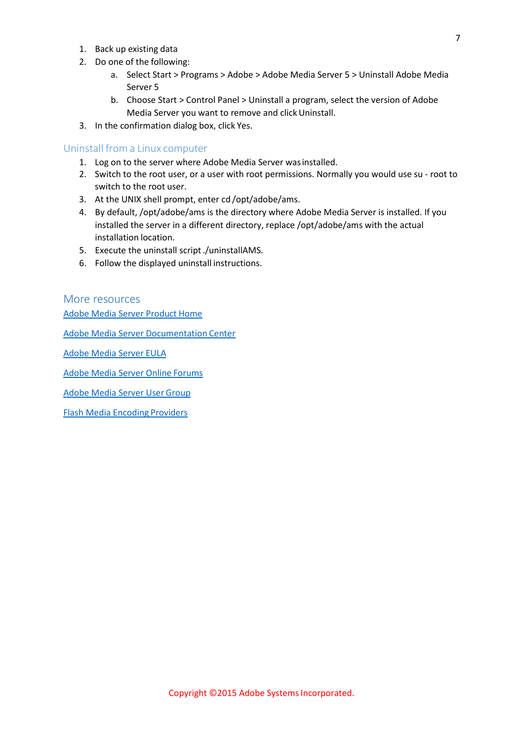1. Back up existing data
2. Do one of the following:
   a. Select Start > Programs > Adobe > Adobe Media Server 5 > Uninstall Adobe Media Server 5
   b. Choose Start > Control Panel > Uninstall a program, select the version of Adobe Media Server you want to remove and click Uninstall.
3. In the confirmation dialog box, click Yes.

### Uninstall from a Linux computer

1. Log on to the server where Adobe Media Server was installed.
2. Switch to the root user, or a user with root permissions. Normally you would use su - root to switch to the root user.
3. At the UNIX shell prompt, enter cd /opt/adobe/ams.
4. By default, /opt/adobe/ams is the directory where Adobe Media Server is installed. If you installed the server in a different directory, replace /opt/adobe/ams with the actual installation location.
5. Execute the uninstall script ./uninstallAMS.
6. Follow the displayed uninstall instructions.

## More resources

Adobe Media Server Product Home

Adobe Media Server Documentation Center

Adobe Media Server EULA

Adobe Media Server Online Forums

Adobe Media Server User Group

Flash Media Encoding Providers

Copyright ©2015 Adobe Systems Incorporated.